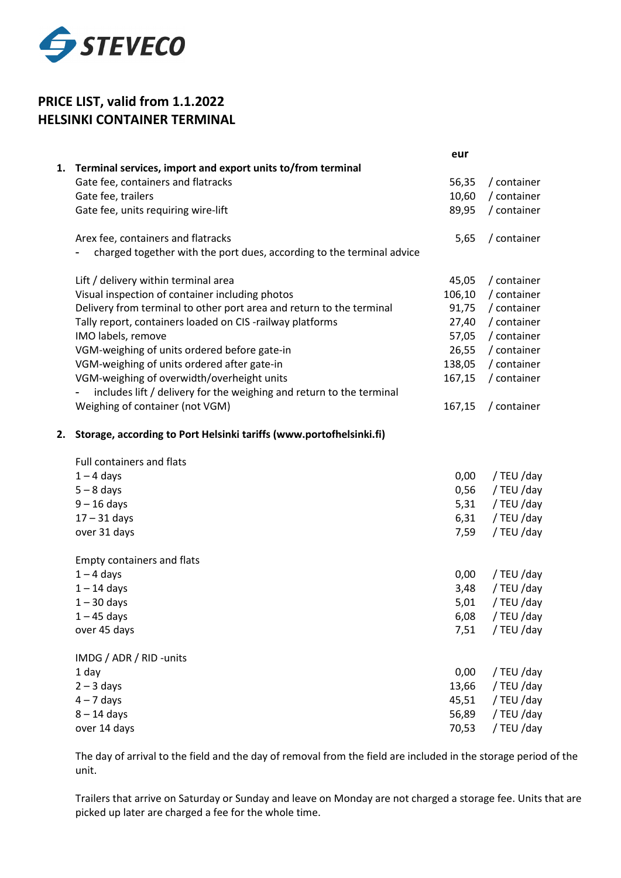STEVECO

# PRICE LIST, valid from 1.1.2022
# HELSINKI CONTAINER TERMINAL

| | eur | |
|---|---|---|
| **1. Terminal services, import and export units to/from terminal** | | |
| Gate fee, containers and flatracks | 56,35 | / container |
| Gate fee, trailers | 10,60 | / container |
| Gate fee, units requiring wire-lift | 89,95 | / container |
| | | |
| Arex fee, containers and flatracks | 5,65 | / container |
| - charged together with the port dues, according to the terminal advice | | |
| | | |
| Lift / delivery within terminal area | 45,05 | / container |
| Visual inspection of container including photos | 106,10 | / container |
| Delivery from terminal to other port area and return to the terminal | 91,75 | / container |
| Tally report, containers loaded on CIS -railway platforms | 27,40 | / container |
| IMO labels, remove | 57,05 | / container |
| VGM-weighing of units ordered before gate-in | 26,55 | / container |
| VGM-weighing of units ordered after gate-in | 138,05 | / container |
| VGM-weighing of overwidth/overheight units | 167,15 | / container |
| - includes lift / delivery for the weighing and return to the terminal | | |
| Weighing of container (not VGM) | 167,15 | / container |
| | | |
| **2. Storage, according to Port Helsinki tariffs (www.portofhelsinki.fi)** | | |
| | | |
| Full containers and flats | | |
| 1 – 4 days | 0,00 | / TEU /day |
| 5 – 8 days | 0,56 | / TEU /day |
| 9 – 16 days | 5,31 | / TEU /day |
| 17 – 31 days | 6,31 | / TEU /day |
| over 31 days | 7,59 | / TEU /day |
| | | |
| Empty containers and flats | | |
| 1 – 4 days | 0,00 | / TEU /day |
| 1 – 14 days | 3,48 | / TEU /day |
| 1 – 30 days | 5,01 | / TEU /day |
| 1 – 45 days | 6,08 | / TEU /day |
| over 45 days | 7,51 | / TEU /day |
| | | |
| IMDG / ADR / RID -units | | |
| 1 day | 0,00 | / TEU /day |
| 2 – 3 days | 13,66 | / TEU /day |
| 4 – 7 days | 45,51 | / TEU /day |
| 8 – 14 days | 56,89 | / TEU /day |
| over 14 days | 70,53 | / TEU /day |

The day of arrival to the field and the day of removal from the field are included in the storage period of the unit.

Trailers that arrive on Saturday or Sunday and leave on Monday are not charged a storage fee. Units that are picked up later are charged a fee for the whole time.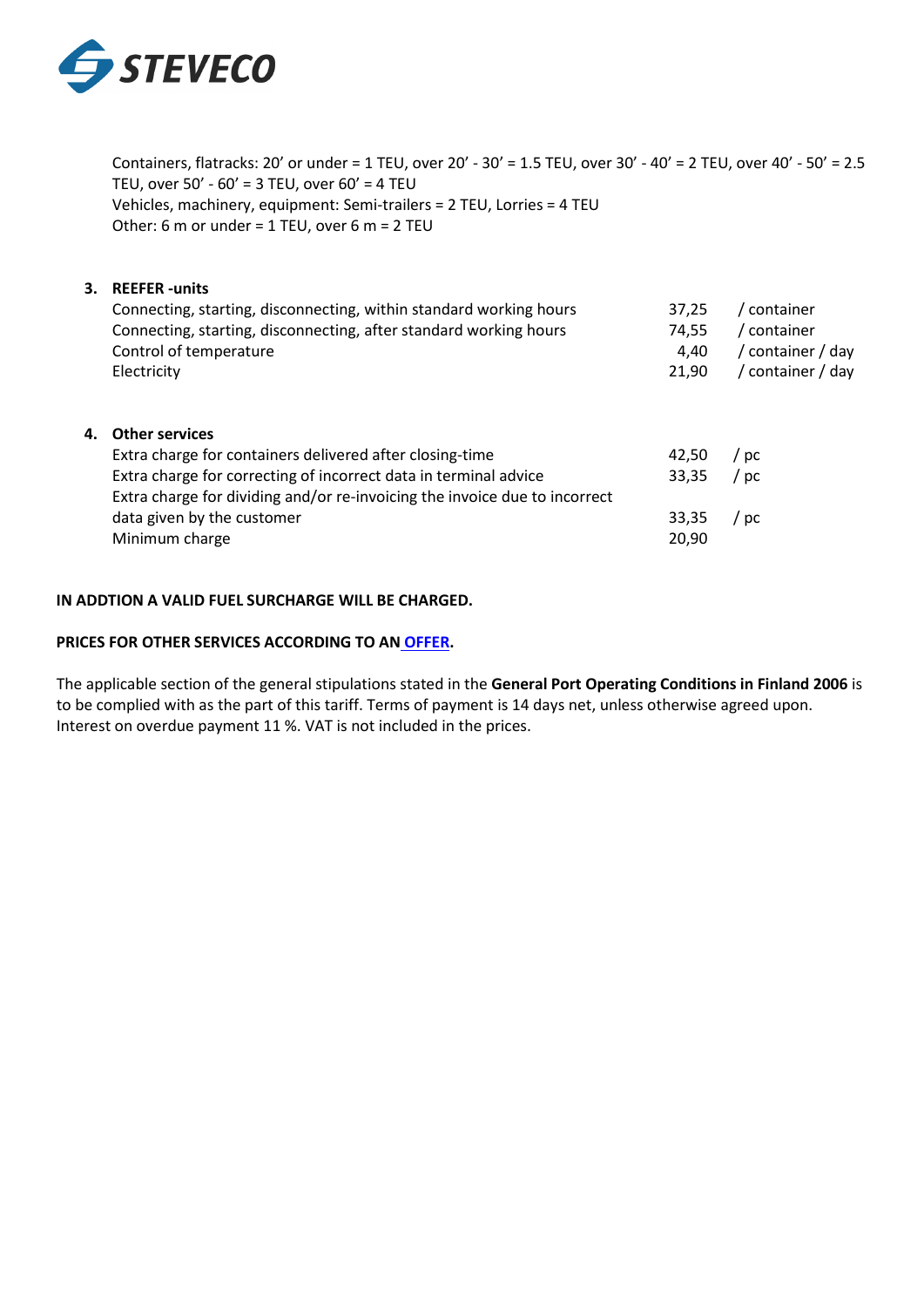Containers, flatracks: 20’ or under = 1 TEU, over 20’ - 30’ = 1.5 TEU, over 30’ - 40’ = 2 TEU, over 40’ - 50’ = 2.5 TEU, over 50’ - 60’ = 3 TEU, over 60’ = 4 TEU
Vehicles, machinery, equipment: Semi-trailers = 2 TEU, Lorries = 4 TEU
Other: 6 m or under = 1 TEU, over 6 m = 2 TEU

**3. REEFER -units**

| | | |
|---|---|---|
| Connecting, starting, disconnecting, within standard working hours | 37,25 | / container |
| Connecting, starting, disconnecting, after standard working hours | 74,55 | / container |
| Control of temperature | 4,40 | / container / day |
| Electricity | 21,90 | / container / day |

**4. Other services**

| | | |
|---|---|---|
| Extra charge for containers delivered after closing-time | 42,50 | / pc |
| Extra charge for correcting of incorrect data in terminal advice | 33,35 | / pc |
| Extra charge for dividing and/or re-invoicing the invoice due to incorrect data given by the customer | 33,35 | / pc |
| Minimum charge | 20,90 | |

**IN ADDTION A VALID FUEL SURCHARGE WILL BE CHARGED.**

**PRICES FOR OTHER SERVICES ACCORDING TO AN OFFER.**

The applicable section of the general stipulations stated in the **General Port Operating Conditions in Finland 2006** is to be complied with as the part of this tariff. Terms of payment is 14 days net, unless otherwise agreed upon. Interest on overdue payment 11 %. VAT is not included in the prices.